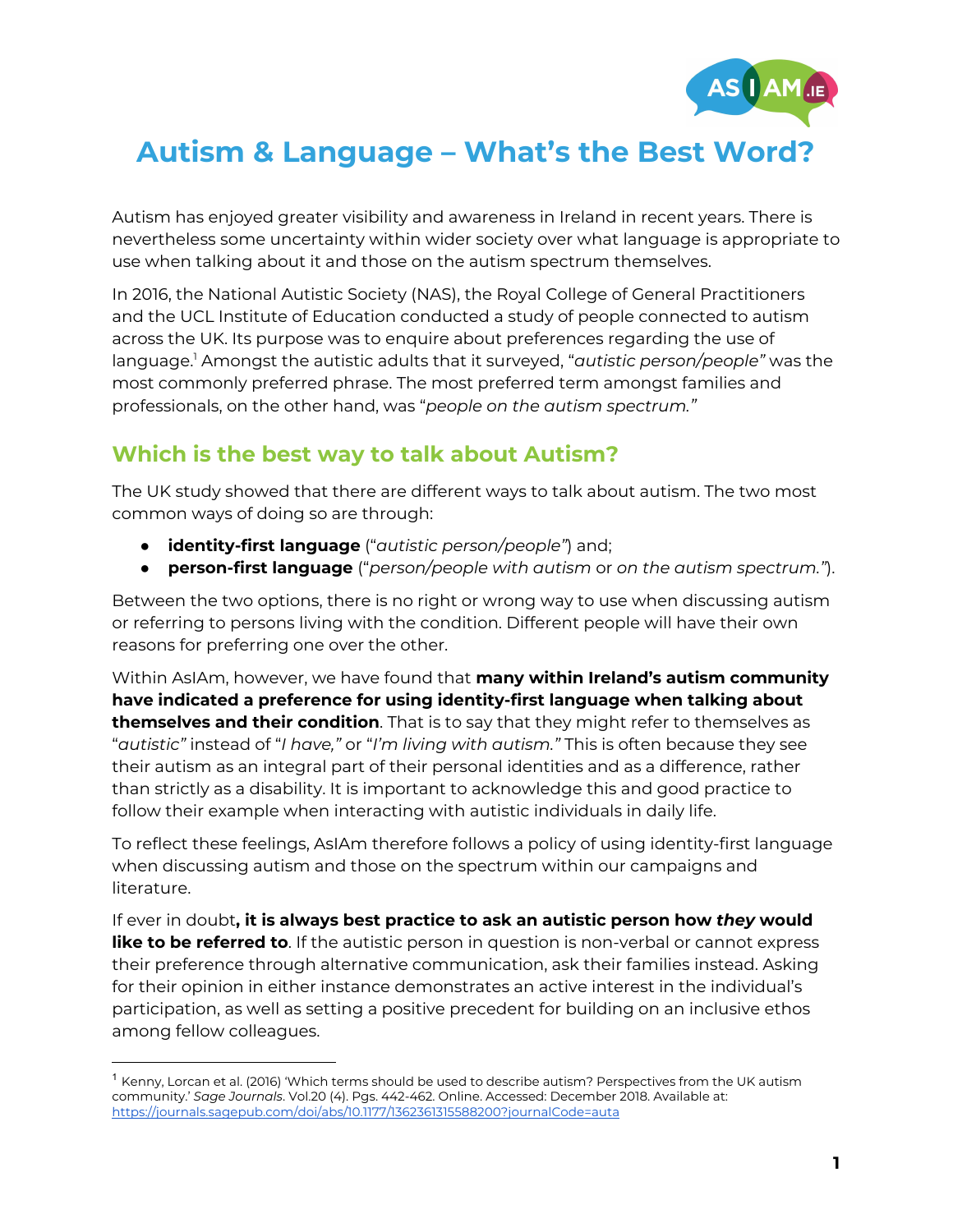# Autism & Language – What's the Best Word?

Autism has enjoyed greater visibility and awareness in Ireland in recent years. There is nevertheless some uncertainty within wider society over what language is appropriate to use when talking about it and those on the autism spectrum themselves.

In 2016, the National Autistic Society (NAS), the Royal College of General Practitioners and the UCL Institute of Education conducted a study of people connected to autism across the UK. Its purpose was to enquire about preferences regarding the use of language.[1] Amongst the autistic adults that it surveyed, "*autistic person/people"* was the most commonly preferred phrase. The most preferred term amongst families and professionals, on the other hand, was "*people on the autism spectrum."*

## Which is the best way to talk about Autism?

The UK study showed that there are different ways to talk about autism. The two most common ways of doing so are through:

- **identity-first language** ("*autistic person/people"*) and;
- **person-first language** ("*person/people with autism* or *on the autism spectrum."*).

Between the two options, there is no right or wrong way to use when discussing autism or referring to persons living with the condition. Different people will have their own reasons for preferring one over the other.

Within AsIAm, however, we have found that **many within Ireland's autism community have indicated a preference for using identity-first language when talking about themselves and their condition**. That is to say that they might refer to themselves as "*autistic"* instead of "*I have,"* or "*I'm living with autism."* This is often because they see their autism as an integral part of their personal identities and as a difference, rather than strictly as a disability. It is important to acknowledge this and good practice to follow their example when interacting with autistic individuals in daily life.

To reflect these feelings, AsIAm therefore follows a policy of using identity-first language when discussing autism and those on the spectrum within our campaigns and literature.

If ever in doubt**, it is always best practice to ask an autistic person how *they* would like to be referred to**. If the autistic person in question is non-verbal or cannot express their preference through alternative communication, ask their families instead. Asking for their opinion in either instance demonstrates an active interest in the individual's participation, as well as setting a positive precedent for building on an inclusive ethos among fellow colleagues.

---

[1] Kenny, Lorcan et al. (2016) 'Which terms should be used to describe autism? Perspectives from the UK autism community.' *Sage Journals*. Vol.20 (4). Pgs. 442-462. Online. Accessed: December 2018. Available at: https://journals.sagepub.com/doi/abs/10.1177/1362361315588200?journalCode=auta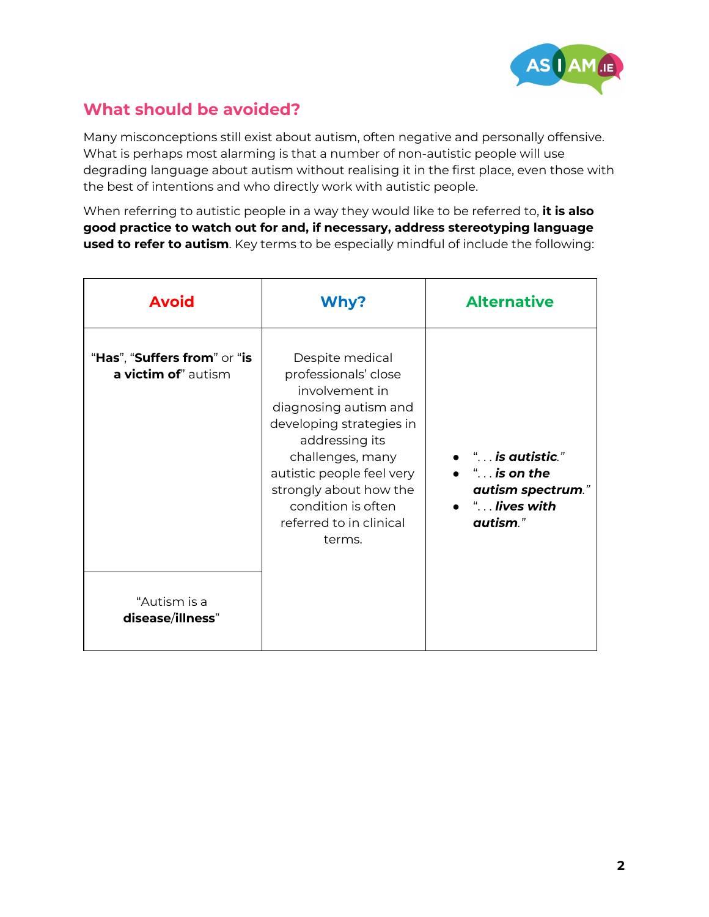## What should be avoided?

Many misconceptions still exist about autism, often negative and personally offensive. What is perhaps most alarming is that a number of non-autistic people will use degrading language about autism without realising it in the first place, even those with the best of intentions and who directly work with autistic people.

When referring to autistic people in a way they would like to be referred to, **it is also good practice to watch out for and, if necessary, address stereotyping language used to refer to autism**. Key terms to be especially mindful of include the following:

| Avoid | Why? | Alternative |
|---|---|---|
| "**Has**", "**Suffers from**" or "**is a victim of**" autism | Despite medical professionals' close involvement in diagnosing autism and developing strategies in addressing its challenges, many autistic people feel very strongly about how the condition is often referred to in clinical terms. | • "*. . . **is autistic**.*"<br>• "*. . . **is on the autism spectrum**.*"<br>• "*. . . **lives with autism**.*" |
| "Autism is a **disease**/**illness**" | | |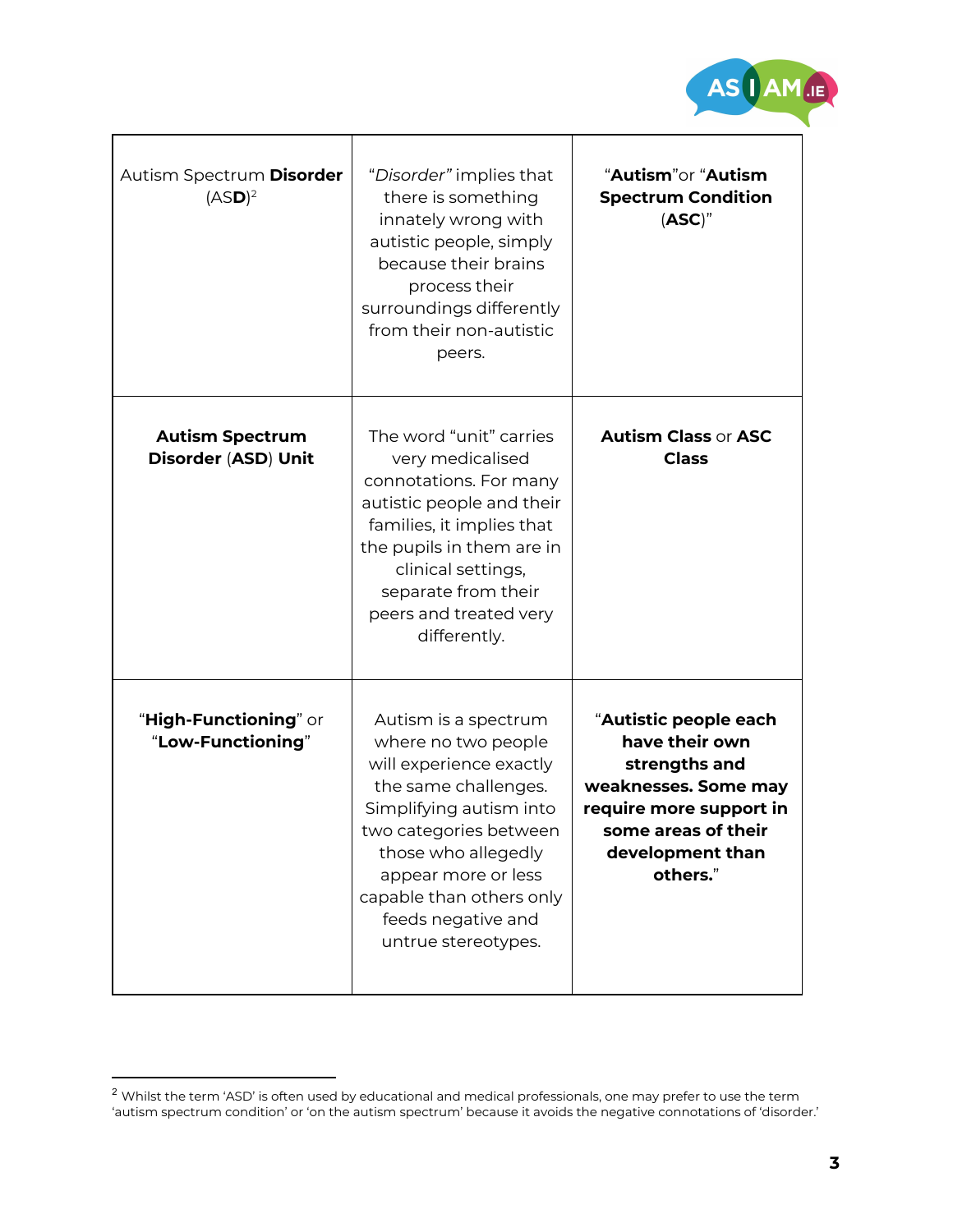| | | |
|---|---|---|
| Autism Spectrum **Disorder** (AS**D**)[2] | *"Disorder"* implies that there is something innately wrong with autistic people, simply because their brains process their surroundings differently from their non-autistic peers. | "**Autism**"or "**Autism Spectrum Condition** (**ASC**)" |
| **Autism Spectrum Disorder** (**ASD**) **Unit** | The word "unit" carries very medicalised connotations. For many autistic people and their families, it implies that the pupils in them are in clinical settings, separate from their peers and treated very differently. | **Autism Class** or **ASC Class** |
| "**High-Functioning**" or "**Low-Functioning**" | Autism is a spectrum where no two people will experience exactly the same challenges. Simplifying autism into two categories between those who allegedly appear more or less capable than others only feeds negative and untrue stereotypes. | "**Autistic people each have their own strengths and weaknesses. Some may require more support in some areas of their development than others.**" |

[2] Whilst the term 'ASD' is often used by educational and medical professionals, one may prefer to use the term 'autism spectrum condition' or 'on the autism spectrum' because it avoids the negative connotations of 'disorder.'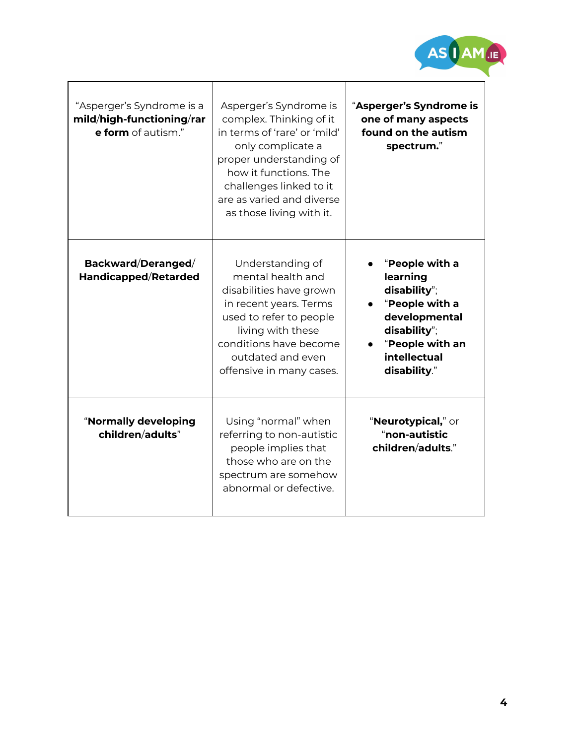| | | |
|---|---|---|
| "Asperger's Syndrome is a **mild**/**high-functioning**/**rare form** of autism." | Asperger's Syndrome is complex. Thinking of it in terms of 'rare' or 'mild' only complicate a proper understanding of how it functions. The challenges linked to it are as varied and diverse as those living with it. | "**Asperger's Syndrome is one of many aspects found on the autism spectrum.**" |
| **Backward**/**Deranged**/ **Handicapped**/**Retarded** | Understanding of mental health and disabilities have grown in recent years. Terms used to refer to people living with these conditions have become outdated and even offensive in many cases. | • "**People with a learning disability**"; <br>• "**People with a developmental disability**"; <br>• "**People with an intellectual disability**." |
| "**Normally developing children**/**adults**" | Using "normal" when referring to non-autistic people implies that those who are on the spectrum are somehow abnormal or defective. | "**Neurotypical,**" or "**non-autistic children**/**adults**." |